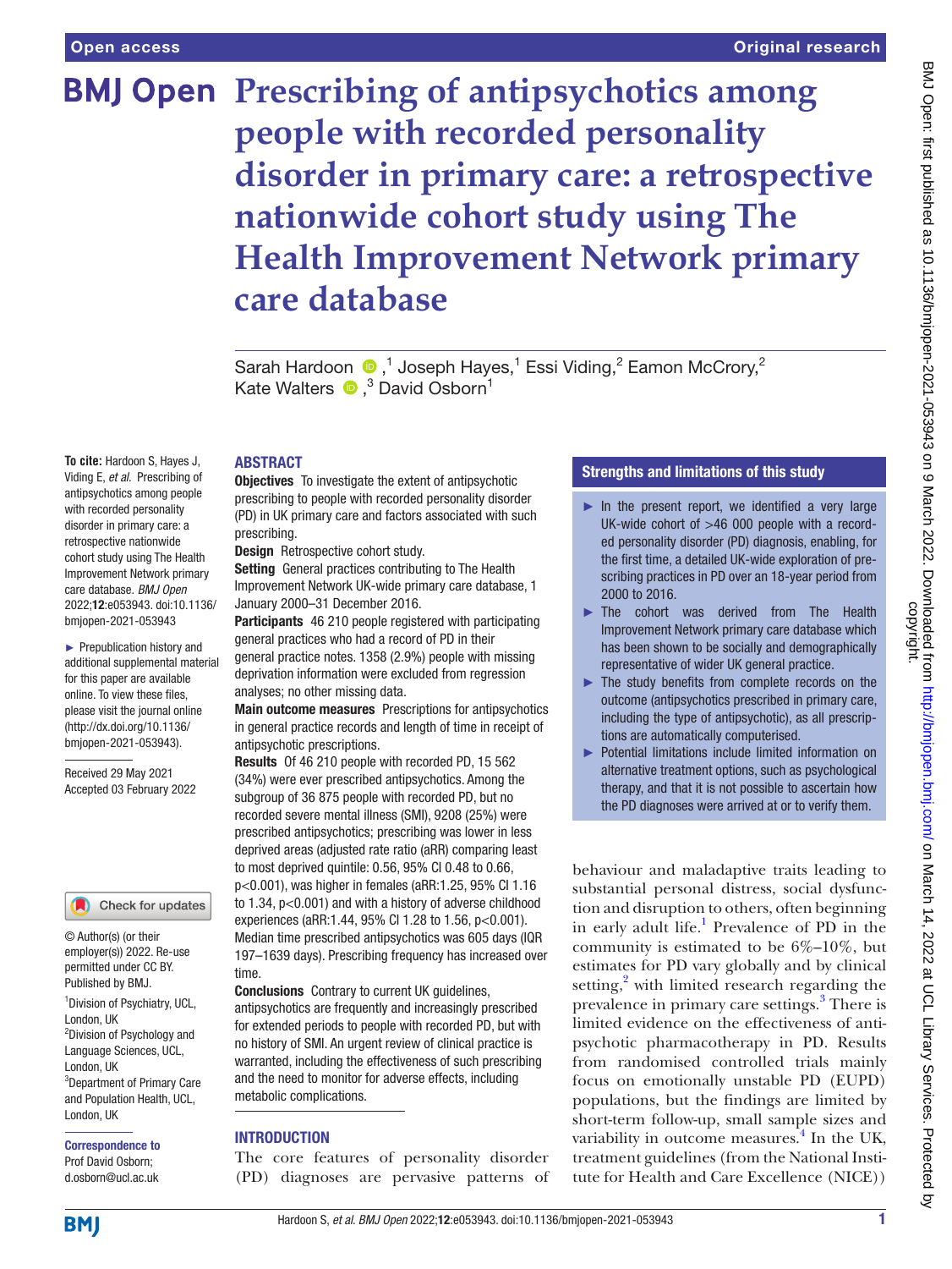# Prescribing of antipsychotics among people with recorded personality disorder in primary care: a retrospective nationwide cohort study using The Health Improvement Network primary care database

Sarah Hardoon,[1] Joseph Hayes,[1] Essi Viding,[2] Eamon McCrory,[2] Kate Walters,[3] David Osborn[1]

**To cite:** Hardoon S, Hayes J, Viding E, *et al*. Prescribing of antipsychotics among people with recorded personality disorder in primary care: a retrospective nationwide cohort study using The Health Improvement Network primary care database. *BMJ Open* 2022;**12**:e053943. doi:10.1136/bmjopen-2021-053943

► Prepublication history and additional supplemental material for this paper are available online. To view these files, please visit the journal online (http://dx.doi.org/10.1136/bmjopen-2021-053943).

Received 29 May 2021
Accepted 03 February 2022

© Author(s) (or their employer(s)) 2022. Re-use permitted under CC BY. Published by BMJ.

[1]Division of Psychiatry, UCL, London, UK
[2]Division of Psychology and Language Sciences, UCL, London, UK
[3]Department of Primary Care and Population Health, UCL, London, UK

**Correspondence to**
Prof David Osborn;
d.osborn@ucl.ac.uk

## ABSTRACT

**Objectives** To investigate the extent of antipsychotic prescribing to people with recorded personality disorder (PD) in UK primary care and factors associated with such prescribing.

**Design** Retrospective cohort study.

**Setting** General practices contributing to The Health Improvement Network UK-wide primary care database, 1 January 2000–31 December 2016.

**Participants** 46 210 people registered with participating general practices who had a record of PD in their general practice notes. 1358 (2.9%) people with missing deprivation information were excluded from regression analyses; no other missing data.

**Main outcome measures** Prescriptions for antipsychotics in general practice records and length of time in receipt of antipsychotic prescriptions.

**Results** Of 46 210 people with recorded PD, 15 562 (34%) were ever prescribed antipsychotics. Among the subgroup of 36 875 people with recorded PD, but no recorded severe mental illness (SMI), 9208 (25%) were prescribed antipsychotics; prescribing was lower in less deprived areas (adjusted rate ratio (aRR) comparing least to most deprived quintile: 0.56, 95% CI 0.48 to 0.66, p<0.001), was higher in females (aRR:1.25, 95% CI 1.16 to 1.34, p<0.001) and with a history of adverse childhood experiences (aRR:1.44, 95% CI 1.28 to 1.56, p<0.001). Median time prescribed antipsychotics was 605 days (IQR 197–1639 days). Prescribing frequency has increased over time.

**Conclusions** Contrary to current UK guidelines, antipsychotics are frequently and increasingly prescribed for extended periods to people with recorded PD, but with no history of SMI. An urgent review of clinical practice is warranted, including the effectiveness of such prescribing and the need to monitor for adverse effects, including metabolic complications.

## Strengths and limitations of this study

- ► In the present report, we identified a very large UK-wide cohort of >46 000 people with a recorded personality disorder (PD) diagnosis, enabling, for the first time, a detailed UK-wide exploration of prescribing practices in PD over an 18-year period from 2000 to 2016.
- ► The cohort was derived from The Health Improvement Network primary care database which has been shown to be socially and demographically representative of wider UK general practice.
- ► The study benefits from complete records on the outcome (antipsychotics prescribed in primary care, including the type of antipsychotic), as all prescriptions are automatically computerised.
- ► Potential limitations include limited information on alternative treatment options, such as psychological therapy, and that it is not possible to ascertain how the PD diagnoses were arrived at or to verify them.

## INTRODUCTION

The core features of personality disorder (PD) diagnoses are pervasive patterns of behaviour and maladaptive traits leading to substantial personal distress, social dysfunction and disruption to others, often beginning in early adult life.[1] Prevalence of PD in the community is estimated to be 6%–10%, but estimates for PD vary globally and by clinical setting,[2] with limited research regarding the prevalence in primary care settings.[3] There is limited evidence on the effectiveness of antipsychotic pharmacotherapy in PD. Results from randomised controlled trials mainly focus on emotionally unstable PD (EUPD) populations, but the findings are limited by short-term follow-up, small sample sizes and variability in outcome measures.[4] In the UK, treatment guidelines (from the National Institute for Health and Care Excellence (NICE))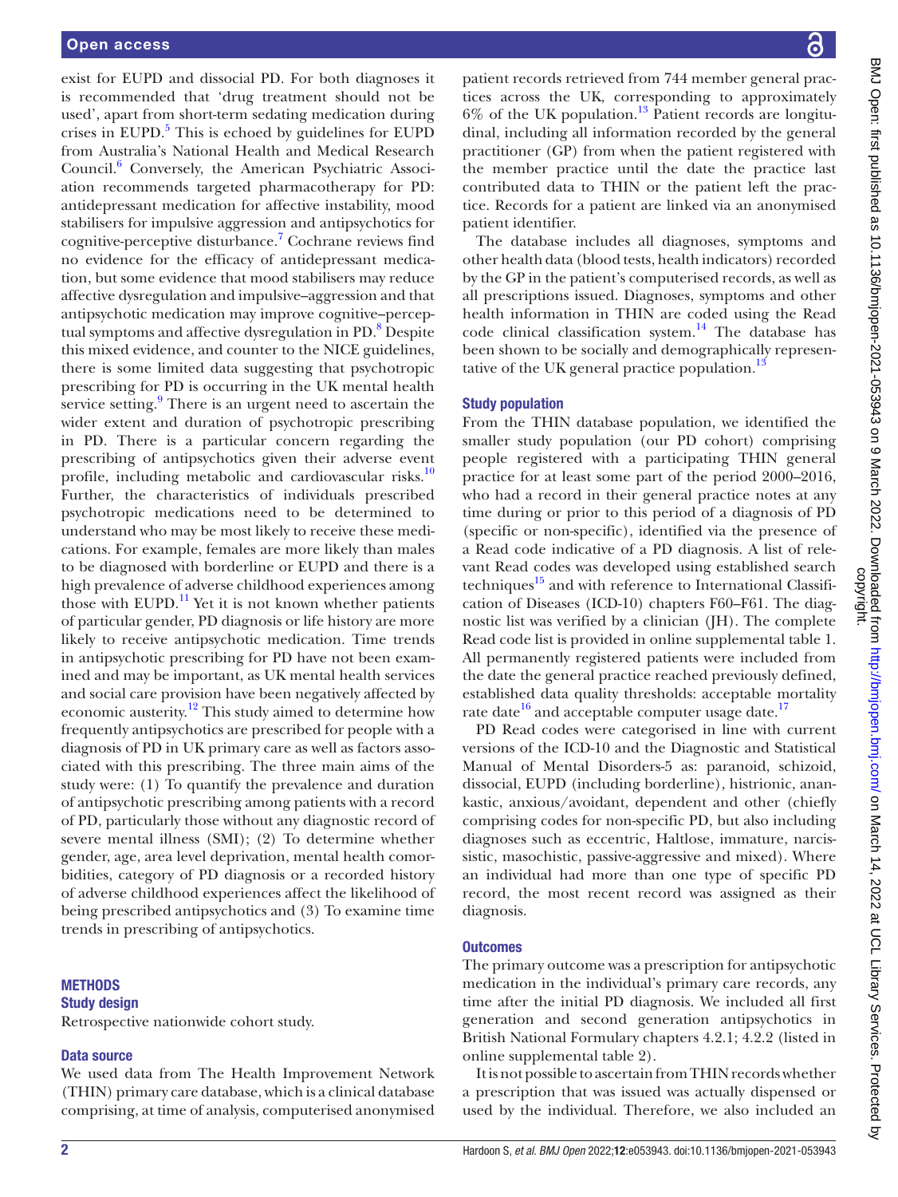exist for EUPD and dissocial PD. For both diagnoses it is recommended that 'drug treatment should not be used', apart from short-term sedating medication during crises in EUPD.[5] This is echoed by guidelines for EUPD from Australia's National Health and Medical Research Council.[6] Conversely, the American Psychiatric Association recommends targeted pharmacotherapy for PD: antidepressant medication for affective instability, mood stabilisers for impulsive aggression and antipsychotics for cognitive-perceptive disturbance.[7] Cochrane reviews find no evidence for the efficacy of antidepressant medication, but some evidence that mood stabilisers may reduce affective dysregulation and impulsive–aggression and that antipsychotic medication may improve cognitive–perceptual symptoms and affective dysregulation in PD.[8] Despite this mixed evidence, and counter to the NICE guidelines, there is some limited data suggesting that psychotropic prescribing for PD is occurring in the UK mental health service setting.[9] There is an urgent need to ascertain the wider extent and duration of psychotropic prescribing in PD. There is a particular concern regarding the prescribing of antipsychotics given their adverse event profile, including metabolic and cardiovascular risks.[10] Further, the characteristics of individuals prescribed psychotropic medications need to be determined to understand who may be most likely to receive these medications. For example, females are more likely than males to be diagnosed with borderline or EUPD and there is a high prevalence of adverse childhood experiences among those with EUPD.[11] Yet it is not known whether patients of particular gender, PD diagnosis or life history are more likely to receive antipsychotic medication. Time trends in antipsychotic prescribing for PD have not been examined and may be important, as UK mental health services and social care provision have been negatively affected by economic austerity.[12] This study aimed to determine how frequently antipsychotics are prescribed for people with a diagnosis of PD in UK primary care as well as factors associated with this prescribing. The three main aims of the study were: (1) To quantify the prevalence and duration of antipsychotic prescribing among patients with a record of PD, particularly those without any diagnostic record of severe mental illness (SMI); (2) To determine whether gender, age, area level deprivation, mental health comorbidities, category of PD diagnosis or a recorded history of adverse childhood experiences affect the likelihood of being prescribed antipsychotics and (3) To examine time trends in prescribing of antipsychotics.

## METHODS

### Study design

Retrospective nationwide cohort study.

### Data source

We used data from The Health Improvement Network (THIN) primary care database, which is a clinical database comprising, at time of analysis, computerised anonymised patient records retrieved from 744 member general practices across the UK, corresponding to approximately 6% of the UK population.[13] Patient records are longitudinal, including all information recorded by the general practitioner (GP) from when the patient registered with the member practice until the date the practice last contributed data to THIN or the patient left the practice. Records for a patient are linked via an anonymised patient identifier.

The database includes all diagnoses, symptoms and other health data (blood tests, health indicators) recorded by the GP in the patient's computerised records, as well as all prescriptions issued. Diagnoses, symptoms and other health information in THIN are coded using the Read code clinical classification system.[14] The database has been shown to be socially and demographically representative of the UK general practice population.[13]

### Study population

From the THIN database population, we identified the smaller study population (our PD cohort) comprising people registered with a participating THIN general practice for at least some part of the period 2000–2016, who had a record in their general practice notes at any time during or prior to this period of a diagnosis of PD (specific or non-specific), identified via the presence of a Read code indicative of a PD diagnosis. A list of relevant Read codes was developed using established search techniques[15] and with reference to International Classification of Diseases (ICD-10) chapters F60–F61. The diagnostic list was verified by a clinician (JH). The complete Read code list is provided in online supplemental table 1. All permanently registered patients were included from the date the general practice reached previously defined, established data quality thresholds: acceptable mortality rate date[16] and acceptable computer usage date.[17]

PD Read codes were categorised in line with current versions of the ICD-10 and the Diagnostic and Statistical Manual of Mental Disorders-5 as: paranoid, schizoid, dissocial, EUPD (including borderline), histrionic, anankastic, anxious/avoidant, dependent and other (chiefly comprising codes for non-specific PD, but also including diagnoses such as eccentric, Haltlose, immature, narcissistic, masochistic, passive-aggressive and mixed). Where an individual had more than one type of specific PD record, the most recent record was assigned as their diagnosis.

### Outcomes

The primary outcome was a prescription for antipsychotic medication in the individual's primary care records, any time after the initial PD diagnosis. We included all first generation and second generation antipsychotics in British National Formulary chapters 4.2.1; 4.2.2 (listed in online supplemental table 2).

It is not possible to ascertain from THIN records whether a prescription that was issued was actually dispensed or used by the individual. Therefore, we also included an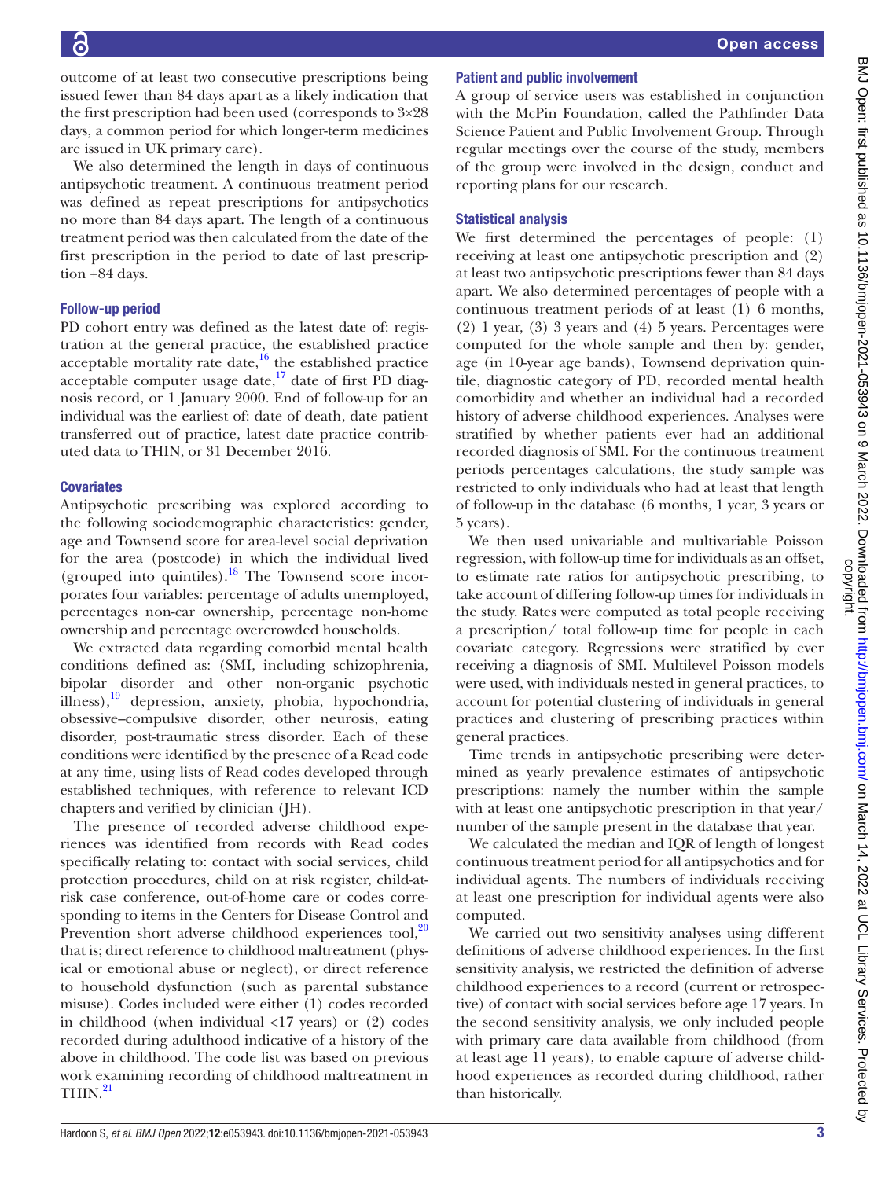outcome of at least two consecutive prescriptions being issued fewer than 84 days apart as a likely indication that the first prescription had been used (corresponds to 3×28 days, a common period for which longer-term medicines are issued in UK primary care).

We also determined the length in days of continuous antipsychotic treatment. A continuous treatment period was defined as repeat prescriptions for antipsychotics no more than 84 days apart. The length of a continuous treatment period was then calculated from the date of the first prescription in the period to date of last prescription +84 days.

### Follow-up period

PD cohort entry was defined as the latest date of: registration at the general practice, the established practice acceptable mortality rate date,[16] the established practice acceptable computer usage date,[17] date of first PD diagnosis record, or 1 January 2000. End of follow-up for an individual was the earliest of: date of death, date patient transferred out of practice, latest date practice contributed data to THIN, or 31 December 2016.

### Covariates

Antipsychotic prescribing was explored according to the following sociodemographic characteristics: gender, age and Townsend score for area-level social deprivation for the area (postcode) in which the individual lived (grouped into quintiles).[18] The Townsend score incorporates four variables: percentage of adults unemployed, percentages non-car ownership, percentage non-home ownership and percentage overcrowded households.

We extracted data regarding comorbid mental health conditions defined as: (SMI, including schizophrenia, bipolar disorder and other non-organic psychotic illness),[19] depression, anxiety, phobia, hypochondria, obsessive–compulsive disorder, other neurosis, eating disorder, post-traumatic stress disorder. Each of these conditions were identified by the presence of a Read code at any time, using lists of Read codes developed through established techniques, with reference to relevant ICD chapters and verified by clinician (JH).

The presence of recorded adverse childhood experiences was identified from records with Read codes specifically relating to: contact with social services, child protection procedures, child on at risk register, child-at-risk case conference, out-of-home care or codes corresponding to items in the Centers for Disease Control and Prevention short adverse childhood experiences tool,[20] that is; direct reference to childhood maltreatment (physical or emotional abuse or neglect), or direct reference to household dysfunction (such as parental substance misuse). Codes included were either (1) codes recorded in childhood (when individual <17 years) or (2) codes recorded during adulthood indicative of a history of the above in childhood. The code list was based on previous work examining recording of childhood maltreatment in THIN.[21]

### Patient and public involvement

A group of service users was established in conjunction with the McPin Foundation, called the Pathfinder Data Science Patient and Public Involvement Group. Through regular meetings over the course of the study, members of the group were involved in the design, conduct and reporting plans for our research.

### Statistical analysis

We first determined the percentages of people: (1) receiving at least one antipsychotic prescription and (2) at least two antipsychotic prescriptions fewer than 84 days apart. We also determined percentages of people with a continuous treatment periods of at least (1) 6 months, (2) 1 year, (3) 3 years and (4) 5 years. Percentages were computed for the whole sample and then by: gender, age (in 10-year age bands), Townsend deprivation quintile, diagnostic category of PD, recorded mental health comorbidity and whether an individual had a recorded history of adverse childhood experiences. Analyses were stratified by whether patients ever had an additional recorded diagnosis of SMI. For the continuous treatment periods percentages calculations, the study sample was restricted to only individuals who had at least that length of follow-up in the database (6 months, 1 year, 3 years or 5 years).

We then used univariable and multivariable Poisson regression, with follow-up time for individuals as an offset, to estimate rate ratios for antipsychotic prescribing, to take account of differing follow-up times for individuals in the study. Rates were computed as total people receiving a prescription/ total follow-up time for people in each covariate category. Regressions were stratified by ever receiving a diagnosis of SMI. Multilevel Poisson models were used, with individuals nested in general practices, to account for potential clustering of individuals in general practices and clustering of prescribing practices within general practices.

Time trends in antipsychotic prescribing were determined as yearly prevalence estimates of antipsychotic prescriptions: namely the number within the sample with at least one antipsychotic prescription in that year/ number of the sample present in the database that year.

We calculated the median and IQR of length of longest continuous treatment period for all antipsychotics and for individual agents. The numbers of individuals receiving at least one prescription for individual agents were also computed.

We carried out two sensitivity analyses using different definitions of adverse childhood experiences. In the first sensitivity analysis, we restricted the definition of adverse childhood experiences to a record (current or retrospective) of contact with social services before age 17 years. In the second sensitivity analysis, we only included people with primary care data available from childhood (from at least age 11 years), to enable capture of adverse childhood experiences as recorded during childhood, rather than historically.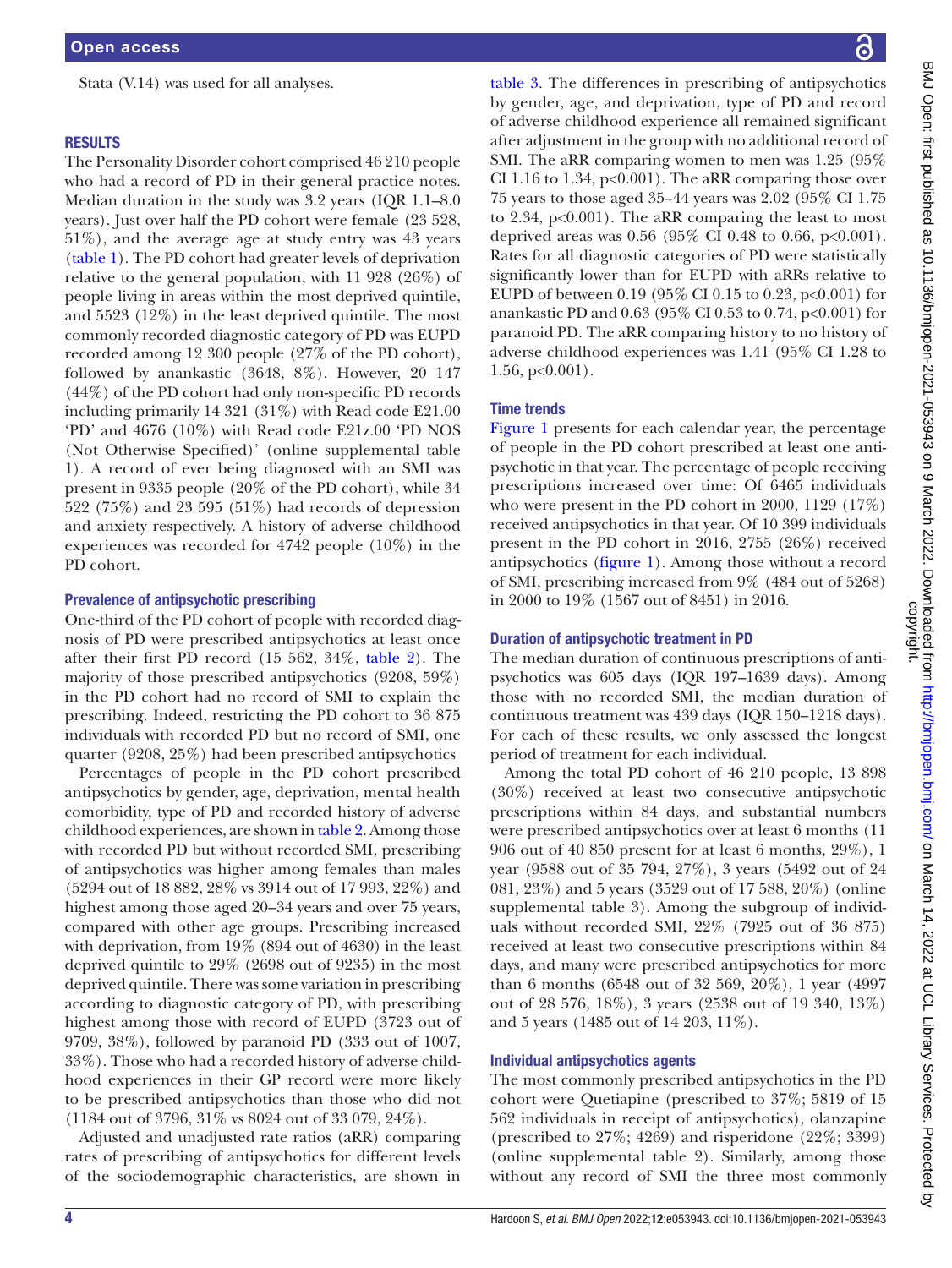Stata (V.14) was used for all analyses.

## RESULTS

The Personality Disorder cohort comprised 46 210 people who had a record of PD in their general practice notes. Median duration in the study was 3.2 years (IQR 1.1–8.0 years). Just over half the PD cohort were female (23 528, 51%), and the average age at study entry was 43 years (table 1). The PD cohort had greater levels of deprivation relative to the general population, with 11 928 (26%) of people living in areas within the most deprived quintile, and 5523 (12%) in the least deprived quintile. The most commonly recorded diagnostic category of PD was EUPD recorded among 12 300 people (27% of the PD cohort), followed by anankastic (3648, 8%). However, 20 147 (44%) of the PD cohort had only non-specific PD records including primarily 14 321 (31%) with Read code E21.00 'PD' and 4676 (10%) with Read code E21z.00 'PD NOS (Not Otherwise Specified)' (online supplemental table 1). A record of ever being diagnosed with an SMI was present in 9335 people (20% of the PD cohort), while 34 522 (75%) and 23 595 (51%) had records of depression and anxiety respectively. A history of adverse childhood experiences was recorded for 4742 people (10%) in the PD cohort.

### Prevalence of antipsychotic prescribing

One-third of the PD cohort of people with recorded diagnosis of PD were prescribed antipsychotics at least once after their first PD record (15 562, 34%, table 2). The majority of those prescribed antipsychotics (9208, 59%) in the PD cohort had no record of SMI to explain the prescribing. Indeed, restricting the PD cohort to 36 875 individuals with recorded PD but no record of SMI, one quarter (9208, 25%) had been prescribed antipsychotics

Percentages of people in the PD cohort prescribed antipsychotics by gender, age, deprivation, mental health comorbidity, type of PD and record history of adverse childhood experiences, are shown in table 2. Among those with recorded PD but without recorded SMI, prescribing of antipsychotics was higher among females than males (5294 out of 18 882, 28% vs 3914 out of 17 993, 22%) and highest among those aged 20–34 years and over 75 years, compared with other age groups. Prescribing increased with deprivation, from 19% (894 out of 4630) in the least deprived quintile to 29% (2698 out of 9235) in the most deprived quintile. There was some variation in prescribing according to diagnostic category of PD, with prescribing highest among those with record of EUPD (3723 out of 9709, 38%), followed by paranoid PD (333 out of 1007, 33%). Those who had a recorded history of adverse childhood experiences in their GP record were more likely to be prescribed antipsychotics than those who did not (1184 out of 3796, 31% vs 8024 out of 33 079, 24%).

Adjusted and unadjusted rate ratios (aRR) comparing rates of prescribing of antipsychotics for different levels of the sociodemographic characteristics, are shown in table 3. The differences in prescribing of antipsychotics by gender, age, and deprivation, type of PD and record of adverse childhood experience all remained significant after adjustment in the group with no additional record of SMI. The aRR comparing women to men was 1.25 (95% CI 1.16 to 1.34, $p<0.001$). The aRR comparing those over 75 years to those aged 35–44 years was 2.02 (95% CI 1.75 to 2.34, $p<0.001$). The aRR comparing the least to most deprived areas was 0.56 (95% CI 0.48 to 0.66, $p<0.001$). Rates for all diagnostic categories of PD were statistically significantly lower than for EUPD with aRRs relative to EUPD of between 0.19 (95% CI 0.15 to 0.23, $p<0.001$) for anankastic PD and 0.63 (95% CI 0.53 to 0.74, $p<0.001$) for paranoid PD. The aRR comparing history to no history of adverse childhood experiences was 1.41 (95% CI 1.28 to 1.56, $p<0.001$).

### Time trends

Figure 1 presents for each calendar year, the percentage of people in the PD cohort prescribed at least one antipsychotic in that year. The percentage of people receiving prescriptions increased over time: Of 6465 individuals who were present in the PD cohort in 2000, 1129 (17%) received antipsychotics in that year. Of 10 399 individuals present in the PD cohort in 2016, 2755 (26%) received antipsychotics (figure 1). Among those without a record of SMI, prescribing increased from 9% (484 out of 5268) in 2000 to 19% (1567 out of 8451) in 2016.

### Duration of antipsychotic treatment in PD

The median duration of continuous prescriptions of antipsychotics was 605 days (IQR 197–1639 days). Among those with no recorded SMI, the median duration of continuous treatment was 439 days (IQR 150–1218 days). For each of these results, we only assessed the longest period of treatment for each individual.

Among the total PD cohort of 46 210 people, 13 898 (30%) received at least two consecutive antipsychotic prescriptions within 84 days, and substantial numbers were prescribed antipsychotics over at least 6 months (11 906 out of 40 850 present for at least 6 months, 29%), 1 year (9588 out of 35 794, 27%), 3 years (5492 out of 24 081, 23%) and 5 years (3529 out of 17 588, 20%) (online supplemental table 3). Among the subgroup of individuals without recorded SMI, 22% (7925 out of 36 875) received at least two consecutive prescriptions within 84 days, and many were prescribed antipsychotics for more than 6 months (6548 out of 32 569, 20%), 1 year (4997 out of 28 576, 18%), 3 years (2538 out of 19 340, 13%) and 5 years (1485 out of 14 203, 11%).

### Individual antipsychotics agents

The most commonly prescribed antipsychotics in the PD cohort were Quetiapine (prescribed to 37%; 5819 of 15 562 individuals in receipt of antipsychotics), olanzapine (prescribed to 27%; 4269) and risperidone (22%; 3399) (online supplemental table 2). Similarly, among those without any record of SMI the three most commonly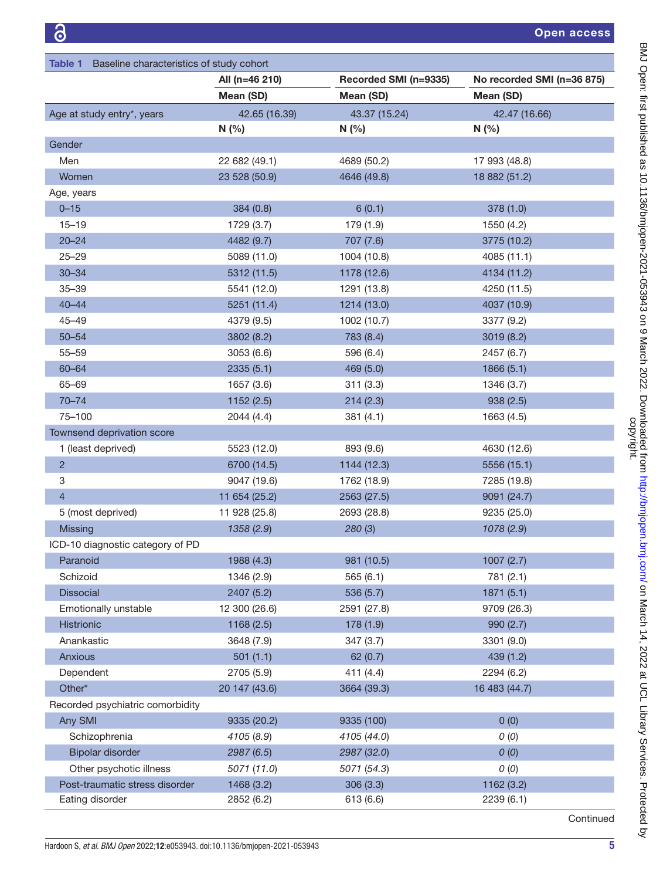**Table 1** Baseline characteristics of study cohort

| | All (n=46 210) | Recorded SMI (n=9335) | No recorded SMI (n=36 875) |
|---|---|---|---|
| | **Mean (SD)** | **Mean (SD)** | **Mean (SD)** |
| Age at study entry*, years | 42.65 (16.39) | 43.37 (15.24) | 42.47 (16.66) |
| | **N (%)** | **N (%)** | **N (%)** |
| Gender | | | |
| Men | 22 682 (49.1) | 4689 (50.2) | 17 993 (48.8) |
| Women | 23 528 (50.9) | 4646 (49.8) | 18 882 (51.2) |
| Age, years | | | |
| 0–15 | 384 (0.8) | 6 (0.1) | 378 (1.0) |
| 15–19 | 1729 (3.7) | 179 (1.9) | 1550 (4.2) |
| 20–24 | 4482 (9.7) | 707 (7.6) | 3775 (10.2) |
| 25–29 | 5089 (11.0) | 1004 (10.8) | 4085 (11.1) |
| 30–34 | 5312 (11.5) | 1178 (12.6) | 4134 (11.2) |
| 35–39 | 5541 (12.0) | 1291 (13.8) | 4250 (11.5) |
| 40–44 | 5251 (11.4) | 1214 (13.0) | 4037 (10.9) |
| 45–49 | 4379 (9.5) | 1002 (10.7) | 3377 (9.2) |
| 50–54 | 3802 (8.2) | 783 (8.4) | 3019 (8.2) |
| 55–59 | 3053 (6.6) | 596 (6.4) | 2457 (6.7) |
| 60–64 | 2335 (5.1) | 469 (5.0) | 1866 (5.1) |
| 65–69 | 1657 (3.6) | 311 (3.3) | 1346 (3.7) |
| 70–74 | 1152 (2.5) | 214 (2.3) | 938 (2.5) |
| 75–100 | 2044 (4.4) | 381 (4.1) | 1663 (4.5) |
| Townsend deprivation score | | | |
| 1 (least deprived) | 5523 (12.0) | 893 (9.6) | 4630 (12.6) |
| 2 | 6700 (14.5) | 1144 (12.3) | 5556 (15.1) |
| 3 | 9047 (19.6) | 1762 (18.9) | 7285 (19.8) |
| 4 | 11 654 (25.2) | 2563 (27.5) | 9091 (24.7) |
| 5 (most deprived) | 11 928 (25.8) | 2693 (28.8) | 9235 (25.0) |
| Missing | *1358 (2.9)* | *280 (3)* | *1078 (2.9)* |
| ICD-10 diagnostic category of PD | | | |
| Paranoid | 1988 (4.3) | 981 (10.5) | 1007 (2.7) |
| Schizoid | 1346 (2.9) | 565 (6.1) | 781 (2.1) |
| Dissocial | 2407 (5.2) | 536 (5.7) | 1871 (5.1) |
| Emotionally unstable | 12 300 (26.6) | 2591 (27.8) | 9709 (26.3) |
| Histrionic | 1168 (2.5) | 178 (1.9) | 990 (2.7) |
| Anankastic | 3648 (7.9) | 347 (3.7) | 3301 (9.0) |
| Anxious | 501 (1.1) | 62 (0.7) | 439 (1.2) |
| Dependent | 2705 (5.9) | 411 (4.4) | 2294 (6.2) |
| Other* | 20 147 (43.6) | 3664 (39.3) | 16 483 (44.7) |
| Recorded psychiatric comorbidity | | | |
| Any SMI | 9335 (20.2) | 9335 (100) | 0 (0) |
| Schizophrenia | *4105 (8.9)* | *4105 (44.0)* | *0 (0)* |
| Bipolar disorder | *2987 (6.5)* | *2987 (32.0)* | *0 (0)* |
| Other psychotic illness | *5071 (11.0)* | *5071 (54.3)* | *0 (0)* |
| Post-traumatic stress disorder | 1468 (3.2) | 306 (3.3) | 1162 (3.2) |
| Eating disorder | 2852 (6.2) | 613 (6.6) | 2239 (6.1) |

Continued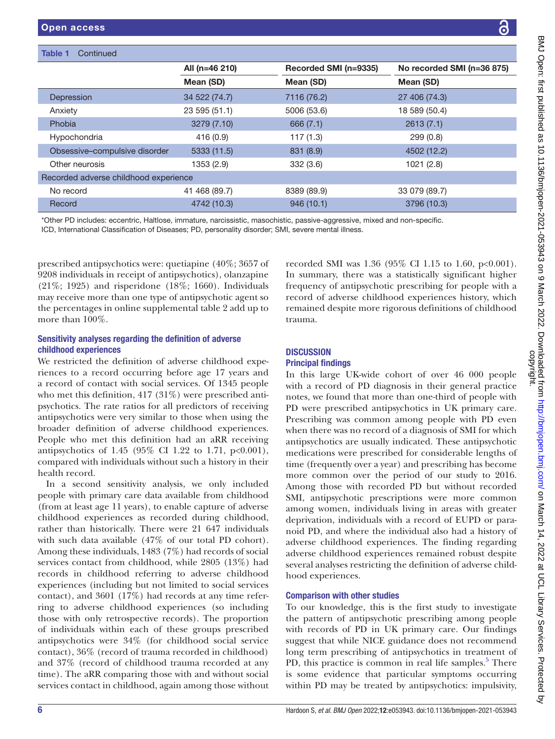Table 1 Continued

| | All (n=46 210) | Recorded SMI (n=9335) | No recorded SMI (n=36 875) |
|---|---|---|---|
| | Mean (SD) | Mean (SD) | Mean (SD) |
| Depression | 34 522 (74.7) | 7116 (76.2) | 27 406 (74.3) |
| Anxiety | 23 595 (51.1) | 5006 (53.6) | 18 589 (50.4) |
| Phobia | 3279 (7.10) | 666 (7.1) | 2613 (7.1) |
| Hypochondria | 416 (0.9) | 117 (1.3) | 299 (0.8) |
| Obsessive–compulsive disorder | 5333 (11.5) | 831 (8.9) | 4502 (12.2) |
| Other neurosis | 1353 (2.9) | 332 (3.6) | 1021 (2.8) |
| Recorded adverse childhood experience | | | |
| No record | 41 468 (89.7) | 8389 (89.9) | 33 079 (89.7) |
| Record | 4742 (10.3) | 946 (10.1) | 3796 (10.3) |

*Other PD includes: eccentric, Haltlose, immature, narcissistic, masochistic, passive-aggressive, mixed and non-specific.
ICD, International Classification of Diseases; PD, personality disorder; SMI, severe mental illness.

prescribed antipsychotics were: quetiapine (40%; 3657 of 9208 individuals in receipt of antipsychotics), olanzapine (21%; 1925) and risperidone (18%; 1660). Individuals may receive more than one type of antipsychotic agent so the percentages in online supplemental table 2 add up to more than 100%.

### Sensitivity analyses regarding the definition of adverse childhood experiences

We restricted the definition of adverse childhood experiences to a record occurring before age 17 years and a record of contact with social services. Of 1345 people who met this definition, 417 (31%) were prescribed antipsychotics. The rate ratios for all predictors of receiving antipsychotics were very similar to those when using the broader definition of adverse childhood experiences. People who met this definition had an aRR receiving antipsychotics of 1.45 (95% CI 1.22 to 1.71, $p<0.001$), compared with individuals without such a history in their health record.

In a second sensitivity analysis, we only included people with primary care data available from childhood (from at least age 11 years), to enable capture of adverse childhood experiences as recorded during childhood, rather than historically. There were 21 647 individuals with such data available (47% of our total PD cohort). Among these individuals, 1483 (7%) had records of social services contact from childhood, while 2805 (13%) had records in childhood referring to adverse childhood experiences (including but not limited to social services contact), and 3601 (17%) had records at any time referring to adverse childhood experiences (so including those with only retrospective records). The proportion of individuals within each of these groups prescribed antipsychotics were 34% (for childhood social service contact), 36% (record of trauma recorded in childhood) and 37% (record of childhood trauma recorded at any time). The aRR comparing those with and without social services contact in childhood, again among those without recorded SMI was 1.36 (95% CI 1.15 to 1.60, $p<0.001$). In summary, there was a statistically significant higher frequency of antipsychotic prescribing for people with a record of adverse childhood experiences history, which remained despite more rigorous definitions of childhood trauma.

## DISCUSSION

### Principal findings

In this large UK-wide cohort of over 46 000 people with a record of PD diagnosis in their general practice notes, we found that more than one-third of people with PD were prescribed antipsychotics in UK primary care. Prescribing was common among people with PD even when there was no record of a diagnosis of SMI for which antipsychotics are usually indicated. These antipsychotic medications were prescribed for considerable lengths of time (frequently over a year) and prescribing has become more common over the period of our study to 2016. Among those with recorded PD but without recorded SMI, antipsychotic prescriptions were more common among women, individuals living in areas with greater deprivation, individuals with a record of EUPD or paranoid PD, and where the individual also had a history of adverse childhood experiences. The finding regarding adverse childhood experiences remained robust despite several analyses restricting the definition of adverse childhood experiences.

### Comparison with other studies

To our knowledge, this is the first study to investigate the pattern of antipsychotic prescribing among people with records of PD in UK primary care. Our findings suggest that while NICE guidance does not recommend long term prescribing of antipsychotics in treatment of PD, this practice is common in real life samples.[5] There is some evidence that particular symptoms occurring within PD may be treated by antipsychotics: impulsivity,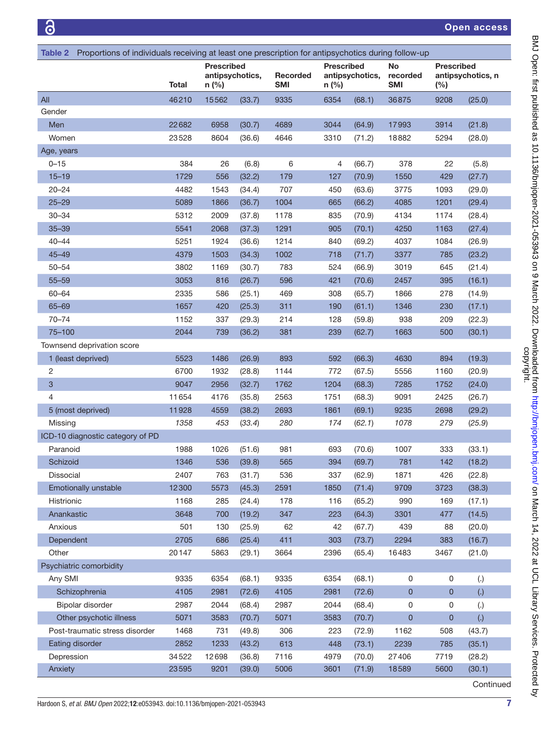**Table 2** Proportions of individuals receiving at least one prescription for antipsychotics during follow-up

| | Total | Prescribed antipsychotics, n (%) | | Recorded SMI | Prescribed antipsychotics, n (%) | | No recorded SMI | Prescribed antipsychotics, n (%) | |
|---|---|---|---|---|---|---|---|---|---|
| All | 46210 | 15562 | (33.7) | 9335 | 6354 | (68.1) | 36875 | 9208 | (25.0) |
| Gender | | | | | | | | | |
| Men | 22682 | 6958 | (30.7) | 4689 | 3044 | (64.9) | 17993 | 3914 | (21.8) |
| Women | 23528 | 8604 | (36.6) | 4646 | 3310 | (71.2) | 18882 | 5294 | (28.0) |
| Age, years | | | | | | | | | |
| 0–15 | 384 | 26 | (6.8) | 6 | 4 | (66.7) | 378 | 22 | (5.8) |
| 15–19 | 1729 | 556 | (32.2) | 179 | 127 | (70.9) | 1550 | 429 | (27.7) |
| 20–24 | 4482 | 1543 | (34.4) | 707 | 450 | (63.6) | 3775 | 1093 | (29.0) |
| 25–29 | 5089 | 1866 | (36.7) | 1004 | 665 | (66.2) | 4085 | 1201 | (29.4) |
| 30–34 | 5312 | 2009 | (37.8) | 1178 | 835 | (70.9) | 4134 | 1174 | (28.4) |
| 35–39 | 5541 | 2068 | (37.3) | 1291 | 905 | (70.1) | 4250 | 1163 | (27.4) |
| 40–44 | 5251 | 1924 | (36.6) | 1214 | 840 | (69.2) | 4037 | 1084 | (26.9) |
| 45–49 | 4379 | 1503 | (34.3) | 1002 | 718 | (71.7) | 3377 | 785 | (23.2) |
| 50–54 | 3802 | 1169 | (30.7) | 783 | 524 | (66.9) | 3019 | 645 | (21.4) |
| 55–59 | 3053 | 816 | (26.7) | 596 | 421 | (70.6) | 2457 | 395 | (16.1) |
| 60–64 | 2335 | 586 | (25.1) | 469 | 308 | (65.7) | 1866 | 278 | (14.9) |
| 65–69 | 1657 | 420 | (25.3) | 311 | 190 | (61.1) | 1346 | 230 | (17.1) |
| 70–74 | 1152 | 337 | (29.3) | 214 | 128 | (59.8) | 938 | 209 | (22.3) |
| 75–100 | 2044 | 739 | (36.2) | 381 | 239 | (62.7) | 1663 | 500 | (30.1) |
| Townsend deprivation score | | | | | | | | | |
| 1 (least deprived) | 5523 | 1486 | (26.9) | 893 | 592 | (66.3) | 4630 | 894 | (19.3) |
| 2 | 6700 | 1932 | (28.8) | 1144 | 772 | (67.5) | 5556 | 1160 | (20.9) |
| 3 | 9047 | 2956 | (32.7) | 1762 | 1204 | (68.3) | 7285 | 1752 | (24.0) |
| 4 | 11654 | 4176 | (35.8) | 2563 | 1751 | (68.3) | 9091 | 2425 | (26.7) |
| 5 (most deprived) | 11928 | 4559 | (38.2) | 2693 | 1861 | (69.1) | 9235 | 2698 | (29.2) |
| Missing | *1358* | *453* | *(33.4)* | *280* | *174* | *(62.1)* | *1078* | *279* | *(25.9)* |
| ICD-10 diagnostic category of PD | | | | | | | | | |
| Paranoid | 1988 | 1026 | (51.6) | 981 | 693 | (70.6) | 1007 | 333 | (33.1) |
| Schizoid | 1346 | 536 | (39.8) | 565 | 394 | (69.7) | 781 | 142 | (18.2) |
| Dissocial | 2407 | 763 | (31.7) | 536 | 337 | (62.9) | 1871 | 426 | (22.8) |
| Emotionally unstable | 12300 | 5573 | (45.3) | 2591 | 1850 | (71.4) | 9709 | 3723 | (38.3) |
| Histrionic | 1168 | 285 | (24.4) | 178 | 116 | (65.2) | 990 | 169 | (17.1) |
| Anankastic | 3648 | 700 | (19.2) | 347 | 223 | (64.3) | 3301 | 477 | (14.5) |
| Anxious | 501 | 130 | (25.9) | 62 | 42 | (67.7) | 439 | 88 | (20.0) |
| Dependent | 2705 | 686 | (25.4) | 411 | 303 | (73.7) | 2294 | 383 | (16.7) |
| Other | 20147 | 5863 | (29.1) | 3664 | 2396 | (65.4) | 16483 | 3467 | (21.0) |
| Psychiatric comorbidity | | | | | | | | | |
| Any SMI | 9335 | 6354 | (68.1) | 9335 | 6354 | (68.1) | 0 | 0 | (.) |
| *Schizophrenia* | 4105 | 2981 | (72.6) | 4105 | 2981 | (72.6) | 0 | 0 | (.) |
| *Bipolar disorder* | 2987 | 2044 | (68.4) | 2987 | 2044 | (68.4) | 0 | 0 | (.) |
| *Other psychotic illness* | 5071 | 3583 | (70.7) | 5071 | 3583 | (70.7) | 0 | 0 | (.) |
| Post-traumatic stress disorder | 1468 | 731 | (49.8) | 306 | 223 | (72.9) | 1162 | 508 | (43.7) |
| Eating disorder | 2852 | 1233 | (43.2) | 613 | 448 | (73.1) | 2239 | 785 | (35.1) |
| Depression | 34522 | 12698 | (36.8) | 7116 | 4979 | (70.0) | 27406 | 7719 | (28.2) |
| Anxiety | 23595 | 9201 | (39.0) | 5006 | 3601 | (71.9) | 18589 | 5600 | (30.1) |

Continued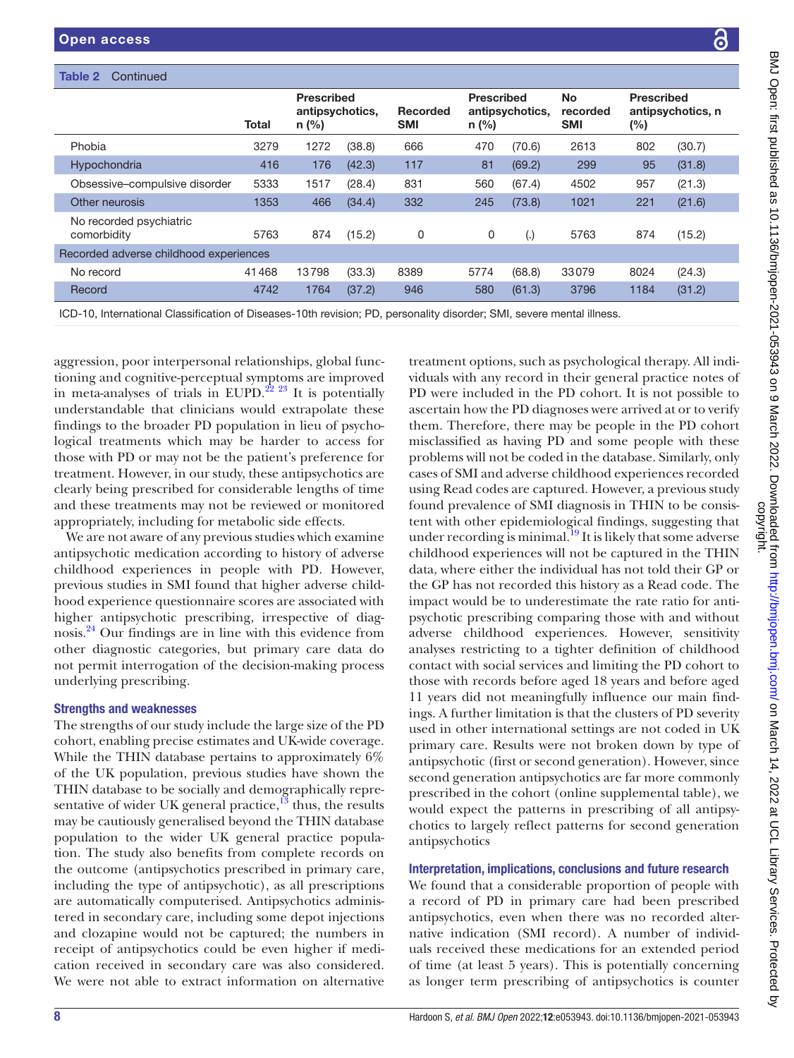Table 2 Continued

| | Total | Prescribed antipsychotics, n (%) | | Recorded SMI | Prescribed antipsychotics, n (%) | | No recorded SMI | Prescribed antipsychotics, n (%) | |
|---|---|---|---|---|---|---|---|---|---|
| Phobia | 3279 | 1272 | (38.8) | 666 | 470 | (70.6) | 2613 | 802 | (30.7) |
| Hypochondria | 416 | 176 | (42.3) | 117 | 81 | (69.2) | 299 | 95 | (31.8) |
| Obsessive–compulsive disorder | 5333 | 1517 | (28.4) | 831 | 560 | (67.4) | 4502 | 957 | (21.3) |
| Other neurosis | 1353 | 466 | (34.4) | 332 | 245 | (73.8) | 1021 | 221 | (21.6) |
| No recorded psychiatric comorbidity | 5763 | 874 | (15.2) | 0 | 0 | (.) | 5763 | 874 | (15.2) |
| Recorded adverse childhood experiences | | | | | | | | | |
| No record | 41468 | 13798 | (33.3) | 8389 | 5774 | (68.8) | 33079 | 8024 | (24.3) |
| Record | 4742 | 1764 | (37.2) | 946 | 580 | (61.3) | 3796 | 1184 | (31.2) |

ICD-10, International Classification of Diseases-10th revision; PD, personality disorder; SMI, severe mental illness.

aggression, poor interpersonal relationships, global functioning and cognitive-perceptual symptoms are improved in meta-analyses of trials in EUPD.[22 23] It is potentially understandable that clinicians would extrapolate these findings to the broader PD population in lieu of psychological treatments which may be harder to access for those with PD or may not be the patient's preference for treatment. However, in our study, these antipsychotics are clearly being prescribed for considerable lengths of time and these treatments may not be reviewed or monitored appropriately, including for metabolic side effects.

We are not aware of any previous studies which examine antipsychotic medication according to history of adverse childhood experiences in people with PD. However, previous studies in SMI found that higher adverse childhood experience questionnaire scores are associated with higher antipsychotic prescribing, irrespective of diagnosis.[24] Our findings are in line with this evidence from other diagnostic categories, but primary care data do not permit interrogation of the decision-making process underlying prescribing.

### Strengths and weaknesses

The strengths of our study include the large size of the PD cohort, enabling precise estimates and UK-wide coverage. While the THIN database pertains to approximately 6% of the UK population, previous studies have shown the THIN database to be socially and demographically representative of wider UK general practice,[13] thus, the results may be cautiously generalised beyond the THIN database population to the wider UK general practice population. The study also benefits from complete records on the outcome (antipsychotics prescribed in primary care, including the type of antipsychotic), as all prescriptions are automatically computerised. Antipsychotics administered in secondary care, including some depot injections and clozapine would not be captured; the numbers in receipt of antipsychotics could be even higher if medication received in secondary care was also considered. We were not able to extract information on alternative treatment options, such as psychological therapy. All individuals with any record in their general practice notes of PD were included in the PD cohort. It is not possible to ascertain how the PD diagnoses were arrived at or to verify them. Therefore, there may be people in the PD cohort misclassified as having PD and some people with these problems will not be coded in the database. Similarly, only cases of SMI and adverse childhood experiences recorded using Read codes are captured. However, a previous study found prevalence of SMI diagnosis in THIN to be consistent with other epidemiological findings, suggesting that under recording is minimal.[19] It is likely that some adverse childhood experiences will not be captured in the THIN data, where either the individual has not told their GP or the GP has not recorded this history as a Read code. The impact would be to underestimate the rate ratio for antipsychotic prescribing comparing those with and without adverse childhood experiences. However, sensitivity analyses restricting to a tighter definition of childhood contact with social services and limiting the PD cohort to those with records before aged 18 years and before aged 11 years did not meaningfully influence our main findings. A further limitation is that the clusters of PD severity used in other international settings are not coded in UK primary care. Results were not broken down by type of antipsychotic (first or second generation). However, since second generation antipsychotics are far more commonly prescribed in the cohort (online supplemental table), we would expect the patterns in prescribing of all antipsychotics to largely reflect patterns for second generation antipsychotics

### Interpretation, implications, conclusions and future research

We found that a considerable proportion of people with a record of PD in primary care had been prescribed antipsychotics, even when there was no recorded alternative indication (SMI record). A number of individuals received these medications for an extended period of time (at least 5 years). This is potentially concerning as longer term prescribing of antipsychotics is counter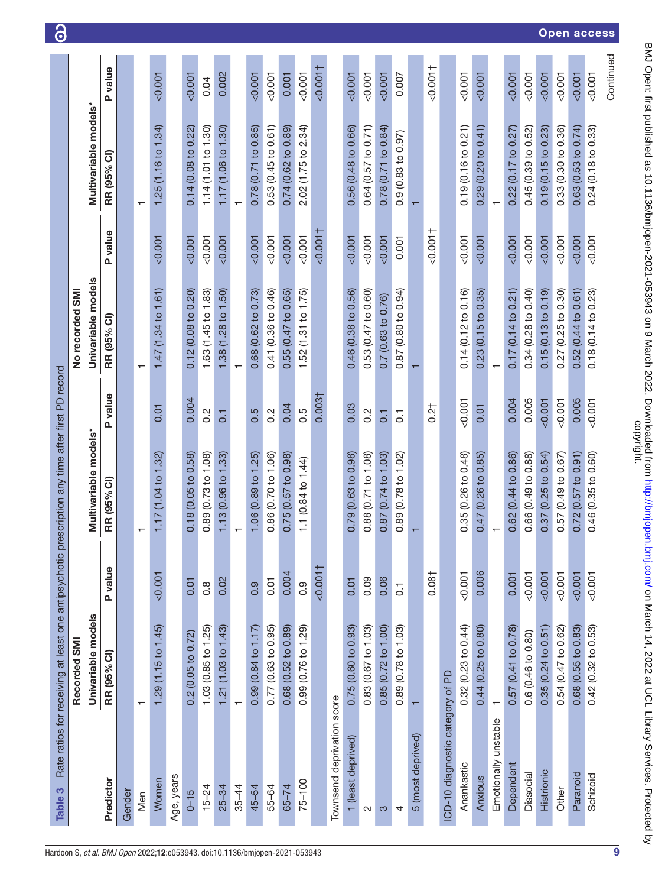**Table 3** Rate ratios for receiving at least one antipsychotic prescription any time after first PD record

| | Recorded SMI | | | | No recorded SMI | | | |
|---|---|---|---|---|---|---|---|---|
| | Univariable models | | Multivariable models* | | Univariable models | | Multivariable models* | |
| Predictor | RR (95% CI) | P value | RR (95% CI) | P value | RR (95% CI) | P value | RR (95% CI) | P value |
| Gender | | | | | | | | |
| Men | 1 | | 1 | | 1 | | 1 | |
| Women | 1.29 (1.15 to 1.45) | <0.001 | 1.17 (1.04 to 1.32) | 0.01 | 1.47 (1.34 to 1.61) | <0.001 | 1.25 (1.16 to 1.34) | <0.001 |
| Age, years | | | | | | | | |
| 0–15 | 0.2 (0.05 to 0.72) | 0.01 | 0.18 (0.05 to 0.58) | 0.004 | 0.12 (0.08 to 0.20) | <0.001 | 0.14 (0.08 to 0.22) | <0.001 |
| 15–24 | 1.03 (0.85 to 1.25) | 0.8 | 0.89 (0.73 to 1.08) | 0.2 | 1.63 (1.45 to 1.83) | <0.001 | 1.14 (1.01 to 1.30) | 0.04 |
| 25–34 | 1.21 (1.03 to 1.43) | 0.02 | 1.13 (0.96 to 1.33) | 0.1 | 1.38 (1.28 to 1.50) | <0.001 | 1.17 (1.06 to 1.30) | 0.002 |
| 35–44 | 1 | | 1 | | 1 | | 1 | |
| 45–54 | 0.99 (0.84 to 1.17) | 0.9 | 1.06 (0.89 to 1.25) | 0.5 | 0.68 (0.62 to 0.73) | <0.001 | 0.78 (0.71 to 0.85) | <0.001 |
| 55–64 | 0.77 (0.63 to 0.95) | 0.01 | 0.86 (0.70 to 1.06) | 0.2 | 0.41 (0.36 to 0.46) | <0.001 | 0.53 (0.45 to 0.61) | <0.001 |
| 65–74 | 0.68 (0.52 to 0.89) | 0.004 | 0.75 (0.57 to 0.98) | 0.04 | 0.55 (0.47 to 0.65) | <0.001 | 0.74 (0.62 to 0.89) | 0.001 |
| 75–100 | 0.99 (0.76 to 1.29) | 0.9 | 1.1 (0.84 to 1.44) | 0.5 | 1.52 (1.31 to 1.75) | <0.001 | 2.02 (1.75 to 2.34) | <0.001 |
| | | <0.001† | | 0.003† | | <0.001† | | <0.001† |
| Townsend deprivation score | | | | | | | | |
| 1 (least deprived) | 0.75 (0.60 to 0.93) | 0.01 | 0.79 (0.63 to 0.98) | 0.03 | 0.46 (0.38 to 0.56) | <0.001 | 0.56 (0.48 to 0.66) | <0.001 |
| 2 | 0.83 (0.67 to 1.03) | 0.09 | 0.88 (0.71 to 1.08) | 0.2 | 0.53 (0.47 to 0.60) | <0.001 | 0.64 (0.57 to 0.71) | <0.001 |
| 3 | 0.85 (0.72 to 1.00) | 0.06 | 0.87 (0.74 to 1.03) | 0.1 | 0.7 (0.63 to 0.76) | <0.001 | 0.78 (0.71 to 0.84) | <0.001 |
| 4 | 0.89 (0.78 to 1.03) | 0.1 | 0.89 (0.78 to 1.02) | 0.1 | 0.87 (0.80 to 0.94) | 0.001 | 0.9 (0.83 to 0.97) | 0.007 |
| 5 (most deprived) | 1 | | 1 | | 1 | | 1 | |
| | | 0.08† | | 0.2† | | <0.001† | | <0.001† |
| ICD-10 diagnostic category of PD | | | | | | | | |
| Anankastic | 0.32 (0.23 to 0.44) | <0.001 | 0.35 (0.26 to 0.48) | <0.001 | 0.14 (0.12 to 0.16) | <0.001 | 0.19 (0.16 to 0.21) | <0.001 |
| Anxious | 0.44 (0.25 to 0.80) | 0.006 | 0.47 (0.26 to 0.85) | 0.01 | 0.23 (0.15 to 0.35) | <0.001 | 0.29 (0.20 to 0.41) | <0.001 |
| Emotionally unstable | 1 | | 1 | | 1 | | 1 | |
| Dependent | 0.57 (0.41 to 0.78) | 0.001 | 0.62 (0.44 to 0.86) | 0.004 | 0.17 (0.14 to 0.21) | <0.001 | 0.22 (0.17 to 0.27) | <0.001 |
| Dissocial | 0.6 (0.46 to 0.80) | <0.001 | 0.66 (0.49 to 0.88) | 0.005 | 0.34 (0.28 to 0.40) | <0.001 | 0.45 (0.39 to 0.52) | <0.001 |
| Histrionic | 0.35 (0.24 to 0.51) | <0.001 | 0.37 (0.25 to 0.54) | <0.001 | 0.15 (0.13 to 0.19) | <0.001 | 0.19 (0.15 to 0.23) | <0.001 |
| Other | 0.54 (0.47 to 0.62) | <0.001 | 0.57 (0.49 to 0.67) | <0.001 | 0.27 (0.25 to 0.30) | <0.001 | 0.33 (0.30 to 0.36) | <0.001 |
| Paranoid | 0.68 (0.55 to 0.83) | <0.001 | 0.72 (0.57 to 0.91) | 0.005 | 0.52 (0.44 to 0.61) | <0.001 | 0.63 (0.53 to 0.74) | <0.001 |
| Schizoid | 0.42 (0.32 to 0.53) | <0.001 | 0.46 (0.35 to 0.60) | <0.001 | 0.18 (0.14 to 0.23) | <0.001 | 0.24 (0.18 to 0.33) | <0.001 |

Continued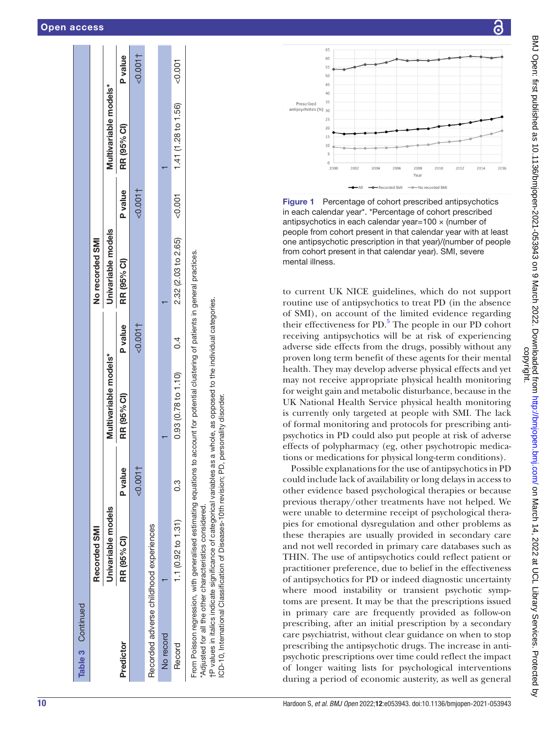**Table 3** Continued

| Predictor | Recorded SMI | | | | No recorded SMI | | | |
|---|---|---|---|---|---|---|---|---|
| | Univariable models | | Multivariable models* | | Univariable models | | Multivariable models* | |
| | RR (95% CI) | P value | RR (95% CI) | P value | RR (95% CI) | P value | RR (95% CI) | P value |
| Recorded adverse childhood experiences | | *<0.001†* | | *<0.001†* | | *<0.001†* | | *<0.001†* |
| No record | 1 | | 1 | | 1 | | 1 | |
| Record | 1.1 (0.92 to 1.31) | 0.3 | 0.93 (0.78 to 1.10) | 0.4 | 2.32 (2.03 to 2.65) | <0.001 | 1.41 (1.28 to 1.56) | <0.001 |

From Poisson regression, with generalised estimating equations to account for potential clustering of patients in general practices.
*Adjusted for all the other characteristics considered.
†P values in italics indicate significance of categorical variables as a whole, as opposed to the individual categories.
ICD-10, International Classification of Diseases-10th revision; PD, personality disorder.

**Figure 1** Percentage of cohort prescribed antipsychotics in each calendar year*. *Percentage of cohort prescribed antipsychotics in each calendar year=100 × (number of people from cohort present in that calendar year with at least one antipsychotic prescription in that year)/(number of people from cohort present in that calendar year). SMI, severe mental illness.

to current UK NICE guidelines, which do not support routine use of antipsychotics to treat PD (in the absence of SMI), on account of the limited evidence regarding their effectiveness for PD.[5] The people in our PD cohort receiving antipsychotics will be at risk of experiencing adverse side effects from the drugs, possibly without any proven long term benefit of these agents for their mental health. They may develop adverse physical effects and yet may not receive appropriate physical health monitoring for weight gain and metabolic disturbance, because in the UK National Health Service physical health monitoring is currently only targeted at people with SMI. The lack of formal monitoring and protocols for prescribing antipsychotics in PD could also put people at risk of adverse effects of polypharmacy (eg, other psychotropic medications or medications for physical long-term conditions).

Possible explanations for the use of antipsychotics in PD could include lack of availability or long delays in access to other evidence based psychological therapies or because previous therapy/other treatments have not helped. We were unable to determine receipt of psychological therapies for emotional dysregulation and other problems as these therapies are usually provided in secondary care and not well recorded in primary care databases such as THIN. The use of antipsychotics could reflect patient or practitioner preference, due to belief in the effectiveness of antipsychotics for PD or indeed diagnostic uncertainty where mood instability or transient psychotic symptoms are present. It may be that the prescriptions issued in primary care are frequently provided as follow-on prescribing, after an initial prescription by a secondary care psychiatrist, without clear guidance on when to stop prescribing the antipsychotic drugs. The increase in antipsychotic prescriptions over time could reflect the impact of longer waiting lists for psychological interventions during a period of economic austerity, as well as general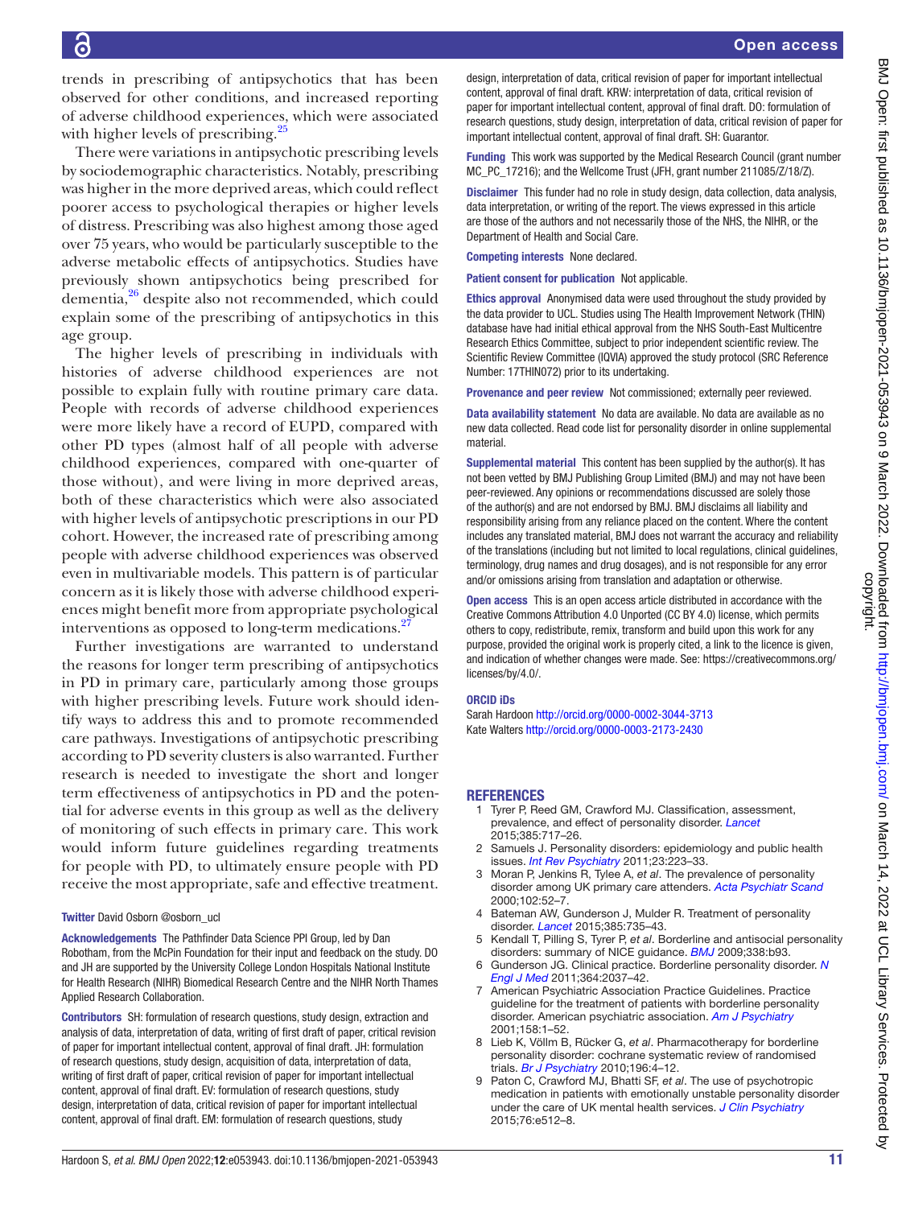trends in prescribing of antipsychotics that has been observed for other conditions, and increased reporting of adverse childhood experiences, which were associated with higher levels of prescribing.[25]

There were variations in antipsychotic prescribing levels by sociodemographic characteristics. Notably, prescribing was higher in the more deprived areas, which could reflect poorer access to psychological therapies or higher levels of distress. Prescribing was also highest among those aged over 75 years, who would be particularly susceptible to the adverse metabolic effects of antipsychotics. Studies have previously shown antipsychotics being prescribed for dementia,[26] despite also not recommended, which could explain some of the prescribing of antipsychotics in this age group.

The higher levels of prescribing in individuals with histories of adverse childhood experiences are not possible to explain fully with routine primary care data. People with records of adverse childhood experiences were more likely have a record of EUPD, compared with other PD types (almost half of all people with adverse childhood experiences, compared with one-quarter of those without), and were living in more deprived areas, both of these characteristics which were also associated with higher levels of antipsychotic prescriptions in our PD cohort. However, the increased rate of prescribing among people with adverse childhood experiences was observed even in multivariable models. This pattern is of particular concern as it is likely those with adverse childhood experiences might benefit more from appropriate psychological interventions as opposed to long-term medications.[27]

Further investigations are warranted to understand the reasons for longer term prescribing of antipsychotics in PD in primary care, particularly among those groups with higher prescribing levels. Future work should identify ways to address this and to promote recommended care pathways. Investigations of antipsychotic prescribing according to PD severity clusters is also warranted. Further research is needed to investigate the short and longer term effectiveness of antipsychotics in PD and the potential for adverse events in this group as well as the delivery of monitoring of such effects in primary care. This work would inform future guidelines regarding treatments for people with PD, to ultimately ensure people with PD receive the most appropriate, safe and effective treatment.

**Twitter** David Osborn @osborn_ucl

**Acknowledgements** The Pathfinder Data Science PPI Group, led by Dan Robotham, from the McPin Foundation for their input and feedback on the study. DO and JH are supported by the University College London Hospitals National Institute for Health Research (NIHR) Biomedical Research Centre and the NIHR North Thames Applied Research Collaboration.

**Contributors** SH: formulation of research questions, study design, extraction and analysis of data, interpretation of data, writing of first draft of paper, critical revision of paper for important intellectual content, approval of final draft. JH: formulation of research questions, study design, acquisition of data, interpretation of data, writing of first draft of paper, critical revision of paper for important intellectual content, approval of final draft. EV: formulation of research questions, study design, interpretation of data, critical revision of paper for important intellectual content, approval of final draft. EM: formulation of research questions, study design, interpretation of data, critical revision of paper for important intellectual content, approval of final draft. KRW: interpretation of data, critical revision of paper for important intellectual content, approval of final draft. DO: formulation of research questions, study design, interpretation of data, critical revision of paper for important intellectual content, approval of final draft. SH: Guarantor.

**Funding** This work was supported by the Medical Research Council (grant number MC_PC_17216); and the Wellcome Trust (JFH, grant number 211085/Z/18/Z).

**Disclaimer** This funder had no role in study design, data collection, data analysis, data interpretation, or writing of the report. The views expressed in this article are those of the authors and not necessarily those of the NHS, the NIHR, or the Department of Health and Social Care.

**Competing interests** None declared.

**Patient consent for publication** Not applicable.

**Ethics approval** Anonymised data were used throughout the study provided by the data provider to UCL. Studies using The Health Improvement Network (THIN) database have had initial ethical approval from the NHS South-East Multicentre Research Ethics Committee, subject to prior independent scientific review. The Scientific Review Committee (IQVIA) approved the study protocol (SRC Reference Number: 17THIN072) prior to its undertaking.

**Provenance and peer review** Not commissioned; externally peer reviewed.

**Data availability statement** No data are available. No data are available as no new data collected. Read code list for personality disorder in online supplemental material.

**Supplemental material** This content has been supplied by the author(s). It has not been vetted by BMJ Publishing Group Limited (BMJ) and may not have been peer-reviewed. Any opinions or recommendations discussed are solely those of the author(s) and are not endorsed by BMJ. BMJ disclaims all liability and responsibility arising from any reliance placed on the content. Where the content includes any translated material, BMJ does not warrant the accuracy and reliability of the translations (including but not limited to local regulations, clinical guidelines, terminology, drug names and drug dosages), and is not responsible for any error and/or omissions arising from translation and adaptation or otherwise.

**Open access** This is an open access article distributed in accordance with the Creative Commons Attribution 4.0 Unported (CC BY 4.0) license, which permits others to copy, redistribute, remix, transform and build upon this work for any purpose, provided the original work is properly cited, a link to the licence is given, and indication of whether changes were made. See: https://creativecommons.org/licenses/by/4.0/.

**ORCID iDs**

Sarah Hardoon http://orcid.org/0000-0002-3044-3713
Kate Walters http://orcid.org/0000-0003-2173-2430

## REFERENCES

1. Tyrer P, Reed GM, Crawford MJ. Classification, assessment, prevalence, and effect of personality disorder. *Lancet* 2015;385:717–26.
2. Samuels J. Personality disorders: epidemiology and public health issues. *Int Rev Psychiatry* 2011;23:223–33.
3. Moran P, Jenkins R, Tylee A, *et al*. The prevalence of personality disorder among UK primary care attenders. *Acta Psychiatr Scand* 2000;102:52–7.
4. Bateman AW, Gunderson J, Mulder R. Treatment of personality disorder. *Lancet* 2015;385:735–43.
5. Kendall T, Pilling S, Tyrer P, *et al*. Borderline and antisocial personality disorders: summary of NICE guidance. *BMJ* 2009;338:b93.
6. Gunderson JG. Clinical practice. Borderline personality disorder. *N Engl J Med* 2011;364:2037–42.
7. American Psychiatric Association Practice Guidelines. Practice guideline for the treatment of patients with borderline personality disorder. American psychiatric association. *Am J Psychiatry* 2001;158:1–52.
8. Lieb K, Völlm B, Rücker G, *et al*. Pharmacotherapy for borderline personality disorder: cochrane systematic review of randomised trials. *Br J Psychiatry* 2010;196:4–12.
9. Paton C, Crawford MJ, Bhatti SF, *et al*. The use of psychotropic medication in patients with emotionally unstable personality disorder under the care of UK mental health services. *J Clin Psychiatry* 2015;76:e512–8.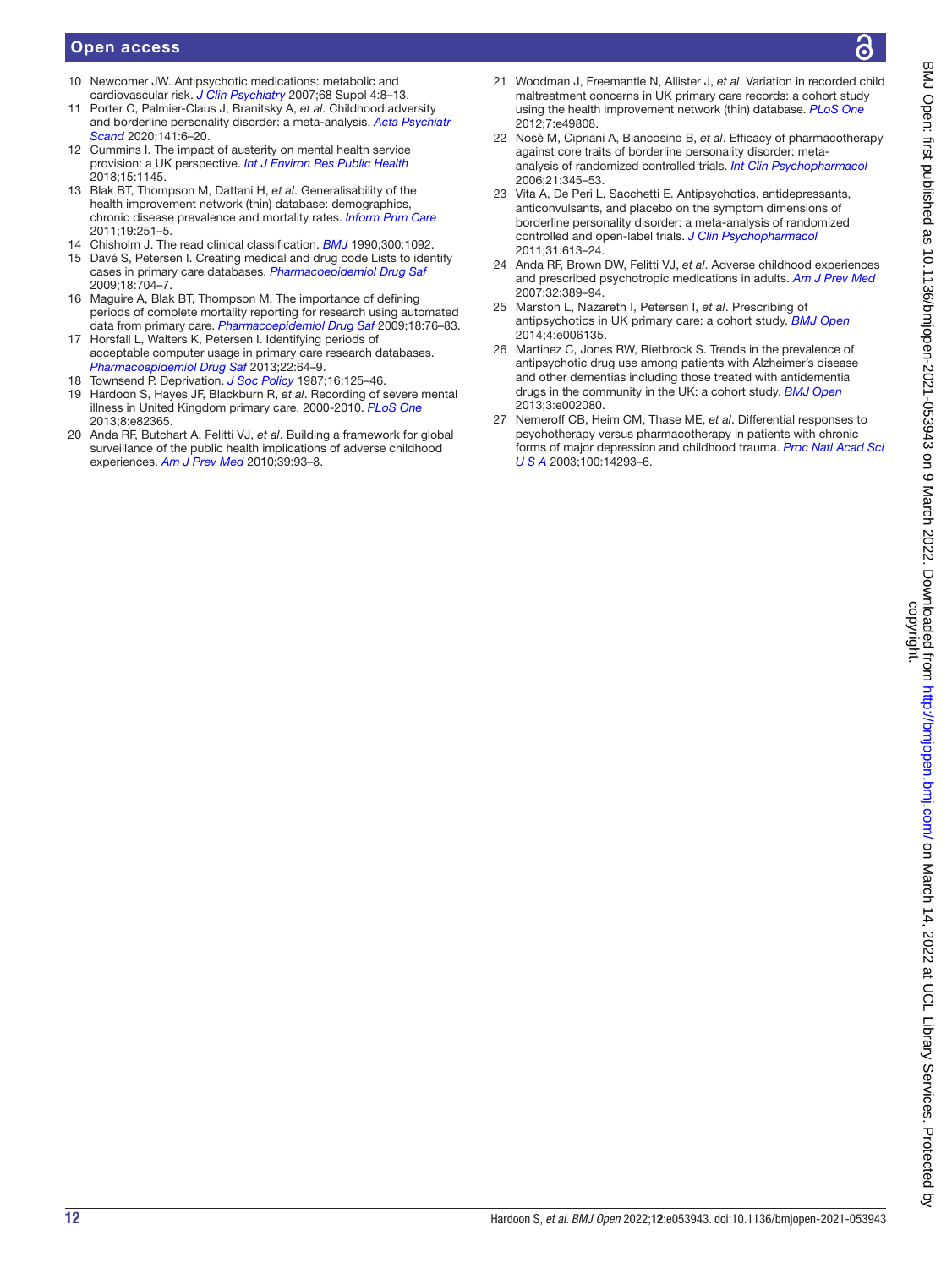10 Newcomer JW. Antipsychotic medications: metabolic and cardiovascular risk. *J Clin Psychiatry* 2007;68 Suppl 4:8–13.
11 Porter C, Palmier-Claus J, Branitsky A, *et al*. Childhood adversity and borderline personality disorder: a meta-analysis. *Acta Psychiatr Scand* 2020;141:6–20.
12 Cummins I. The impact of austerity on mental health service provision: a UK perspective. *Int J Environ Res Public Health* 2018;15:1145.
13 Blak BT, Thompson M, Dattani H, *et al*. Generalisability of the health improvement network (thin) database: demographics, chronic disease prevalence and mortality rates. *Inform Prim Care* 2011;19:251–5.
14 Chisholm J. The read clinical classification. *BMJ* 1990;300:1092.
15 Davé S, Petersen I. Creating medical and drug code Lists to identify cases in primary care databases. *Pharmacoepidemiol Drug Saf* 2009;18:704–7.
16 Maguire A, Blak BT, Thompson M. The importance of defining periods of complete mortality reporting for research using automated data from primary care. *Pharmacoepidemiol Drug Saf* 2009;18:76–83.
17 Horsfall L, Walters K, Petersen I. Identifying periods of acceptable computer usage in primary care research databases. *Pharmacoepidemiol Drug Saf* 2013;22:64–9.
18 Townsend P. Deprivation. *J Soc Policy* 1987;16:125–46.
19 Hardoon S, Hayes JF, Blackburn R, *et al*. Recording of severe mental illness in United Kingdom primary care, 2000-2010. *PLoS One* 2013;8:e82365.
20 Anda RF, Butchart A, Felitti VJ, *et al*. Building a framework for global surveillance of the public health implications of adverse childhood experiences. *Am J Prev Med* 2010;39:93–8.
21 Woodman J, Freemantle N, Allister J, *et al*. Variation in recorded child maltreatment concerns in UK primary care records: a cohort study using the health improvement network (thin) database. *PLoS One* 2012;7:e49808.
22 Nosè M, Cipriani A, Biancosino B, *et al*. Efficacy of pharmacotherapy against core traits of borderline personality disorder: meta-analysis of randomized controlled trials. *Int Clin Psychopharmacol* 2006;21:345–53.
23 Vita A, De Peri L, Sacchetti E. Antipsychotics, antidepressants, anticonvulsants, and placebo on the symptom dimensions of borderline personality disorder: a meta-analysis of randomized controlled and open-label trials. *J Clin Psychopharmacol* 2011;31:613–24.
24 Anda RF, Brown DW, Felitti VJ, *et al*. Adverse childhood experiences and prescribed psychotropic medications in adults. *Am J Prev Med* 2007;32:389–94.
25 Marston L, Nazareth I, Petersen I, *et al*. Prescribing of antipsychotics in UK primary care: a cohort study. *BMJ Open* 2014;4:e006135.
26 Martinez C, Jones RW, Rietbrock S. Trends in the prevalence of antipsychotic drug use among patients with Alzheimer's disease and other dementias including those treated with antidementia drugs in the community in the UK: a cohort study. *BMJ Open* 2013;3:e002080.
27 Nemeroff CB, Heim CM, Thase ME, *et al*. Differential responses to psychotherapy versus pharmacotherapy in patients with chronic forms of major depression and childhood trauma. *Proc Natl Acad Sci U S A* 2003;100:14293–6.